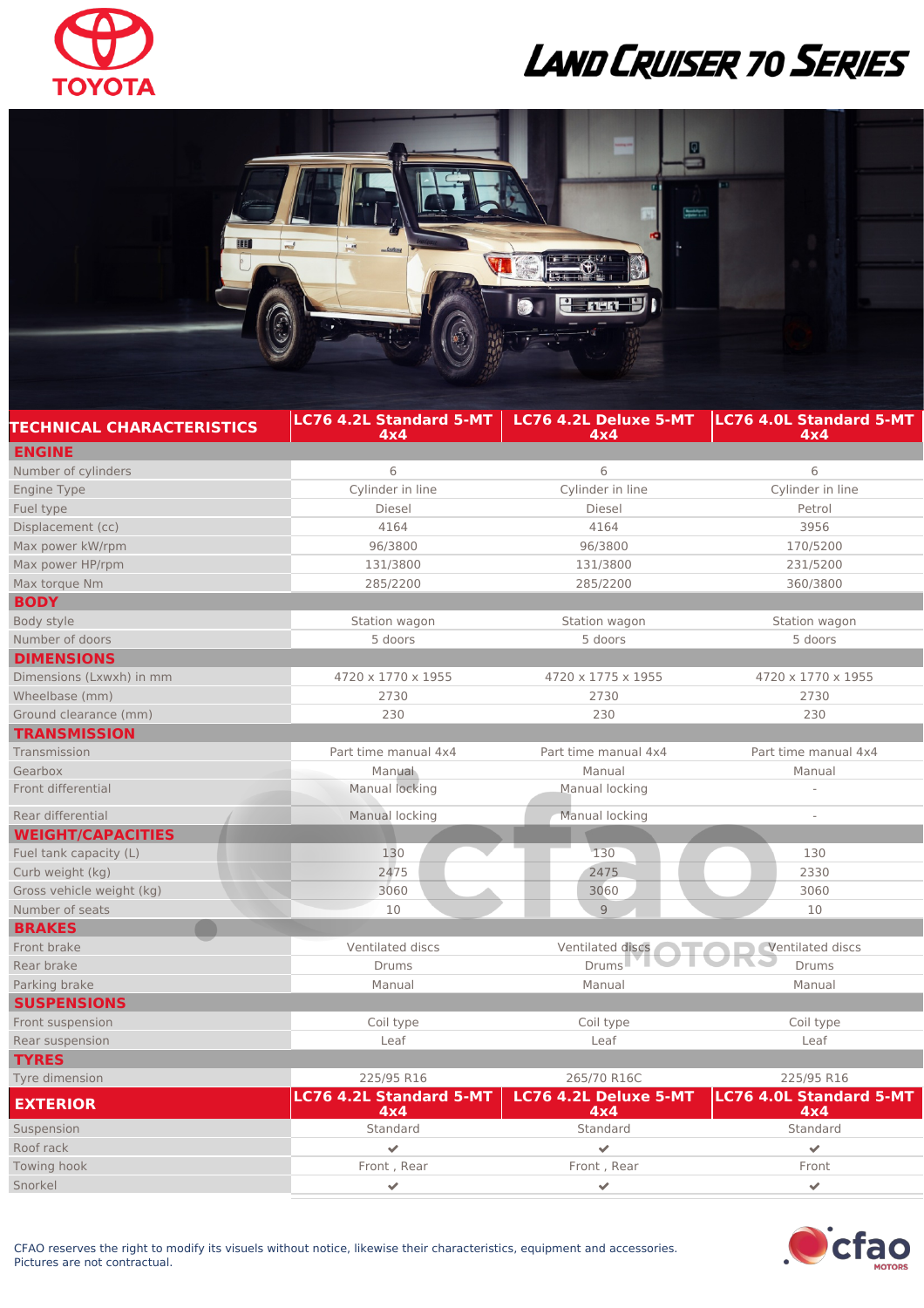# TOYOTA

# LAND CRUISER 70 SERIES

| TECHNICAL CHARACTERISTICS | LC76 4.2L Standard 5-MT 4x4 | LC76 4.2L Deluxe 5-MT 4x4 | LC76 4.0L Standard 5-MT 4x4 |
|---|---|---|---|
| **ENGINE** | | | |
| Number of cylinders | 6 | 6 | 6 |
| Engine Type | Cylinder in line | Cylinder in line | Cylinder in line |
| Fuel type | Diesel | Diesel | Petrol |
| Displacement (cc) | 4164 | 4164 | 3956 |
| Max power kW/rpm | 96/3800 | 96/3800 | 170/5200 |
| Max power HP/rpm | 131/3800 | 131/3800 | 231/5200 |
| Max torque Nm | 285/2200 | 285/2200 | 360/3800 |
| **BODY** | | | |
| Body style | Station wagon | Station wagon | Station wagon |
| Number of doors | 5 doors | 5 doors | 5 doors |
| **DIMENSIONS** | | | |
| Dimensions (Lxwxh) in mm | 4720 x 1770 x 1955 | 4720 x 1775 x 1955 | 4720 x 1770 x 1955 |
| Wheelbase (mm) | 2730 | 2730 | 2730 |
| Ground clearance (mm) | 230 | 230 | 230 |
| **TRANSMISSION** | | | |
| Transmission | Part time manual 4x4 | Part time manual 4x4 | Part time manual 4x4 |
| Gearbox | Manual | Manual | Manual |
| Front differential | Manual locking | Manual locking | - |
| Rear differential | Manual locking | Manual locking | - |
| **WEIGHT/CAPACITIES** | | | |
| Fuel tank capacity (L) | 130 | 130 | 130 |
| Curb weight (kg) | 2475 | 2475 | 2330 |
| Gross vehicle weight (kg) | 3060 | 3060 | 3060 |
| Number of seats | 10 | 9 | 10 |
| **BRAKES** | | | |
| Front brake | Ventilated discs | Ventilated discs | Ventilated discs |
| Rear brake | Drums | Drums | Drums |
| Parking brake | Manual | Manual | Manual |
| **SUSPENSIONS** | | | |
| Front suspension | Coil type | Coil type | Coil type |
| Rear suspension | Leaf | Leaf | Leaf |
| **TYRES** | | | |
| Tyre dimension | 225/95 R16 | 265/70 R16C | 225/95 R16 |

| EXTERIOR | LC76 4.2L Standard 5-MT 4x4 | LC76 4.2L Deluxe 5-MT 4x4 | LC76 4.0L Standard 5-MT 4x4 |
|---|---|---|---|
| Suspension | Standard | Standard | Standard |
| Roof rack | ✔ | ✔ | ✔ |
| Towing hook | Front , Rear | Front , Rear | Front |
| Snorkel | ✔ | ✔ | ✔ |

CFAO reserves the right to modify its visuals without notice, likewise their characteristics, equipment and accessories.
Pictures are not contractual.

cfao MOTORS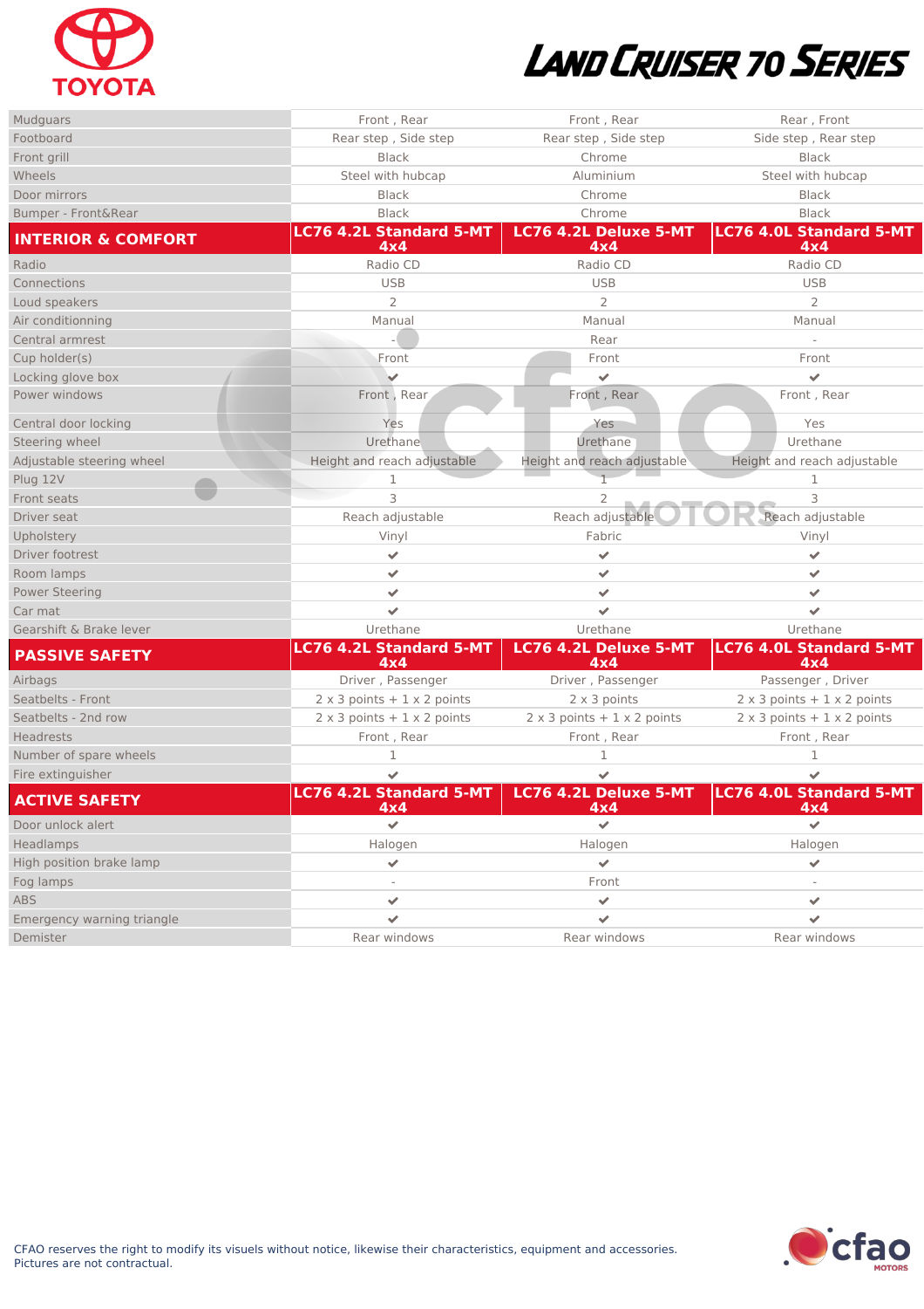| | | | |
|---|---|---|---|
| Mudguards | Front , Rear | Front , Rear | Rear , Front |
| Footboard | Rear step , Side step | Rear step , Side step | Side step , Rear step |
| Front grill | Black | Chrome | Black |
| Wheels | Steel with hubcap | Aluminium | Steel with hubcap |
| Door mirrors | Black | Chrome | Black |
| Bumper - Front&Rear | Black | Chrome | Black |
| **INTERIOR & COMFORT** | **LC76 4.2L Standard 5-MT 4x4** | **LC76 4.2L Deluxe 5-MT 4x4** | **LC76 4.0L Standard 5-MT 4x4** |
| Radio | Radio CD | Radio CD | Radio CD |
| Connections | USB | USB | USB |
| Loud speakers | 2 | 2 | 2 |
| Air conditioning | Manual | Manual | Manual |
| Central armrest | - | Rear | - |
| Cup holder(s) | Front | Front | Front |
| Locking glove box | ✔ | ✔ | ✔ |
| Power windows | Front , Rear | Front , Rear | Front , Rear |
| Central door locking | Yes | Yes | Yes |
| Steering wheel | Urethane | Urethane | Urethane |
| Adjustable steering wheel | Height and reach adjustable | Height and reach adjustable | Height and reach adjustable |
| Plug 12V | 1 | 1 | 1 |
| Front seats | 3 | 2 | 3 |
| Driver seat | Reach adjustable | Reach adjustable | Reach adjustable |
| Upholstery | Vinyl | Fabric | Vinyl |
| Driver footrest | ✔ | ✔ | ✔ |
| Room lamps | ✔ | ✔ | ✔ |
| Power Steering | ✔ | ✔ | ✔ |
| Car mat | ✔ | ✔ | ✔ |
| Gearshift & Brake lever | Urethane | Urethane | Urethane |
| **PASSIVE SAFETY** | **LC76 4.2L Standard 5-MT 4x4** | **LC76 4.2L Deluxe 5-MT 4x4** | **LC76 4.0L Standard 5-MT 4x4** |
| Airbags | Driver , Passenger | Driver , Passenger | Passenger , Driver |
| Seatbelts - Front | 2 x 3 points + 1 x 2 points | 2 x 3 points | 2 x 3 points + 1 x 2 points |
| Seatbelts - 2nd row | 2 x 3 points + 1 x 2 points | 2 x 3 points + 1 x 2 points | 2 x 3 points + 1 x 2 points |
| Headrests | Front , Rear | Front , Rear | Front , Rear |
| Number of spare wheels | 1 | 1 | 1 |
| Fire extinguisher | ✔ | ✔ | ✔ |
| **ACTIVE SAFETY** | **LC76 4.2L Standard 5-MT 4x4** | **LC76 4.2L Deluxe 5-MT 4x4** | **LC76 4.0L Standard 5-MT 4x4** |
| Door unlock alert | ✔ | ✔ | ✔ |
| Headlamps | Halogen | Halogen | Halogen |
| High position brake lamp | ✔ | ✔ | ✔ |
| Fog lamps | - | Front | - |
| ABS | ✔ | ✔ | ✔ |
| Emergency warning triangle | ✔ | ✔ | ✔ |
| Demister | Rear windows | Rear windows | Rear windows |

CFAO reserves the right to modify its visuals without notice, likewise their characteristics, equipment and accessories.
Pictures are not contractual.